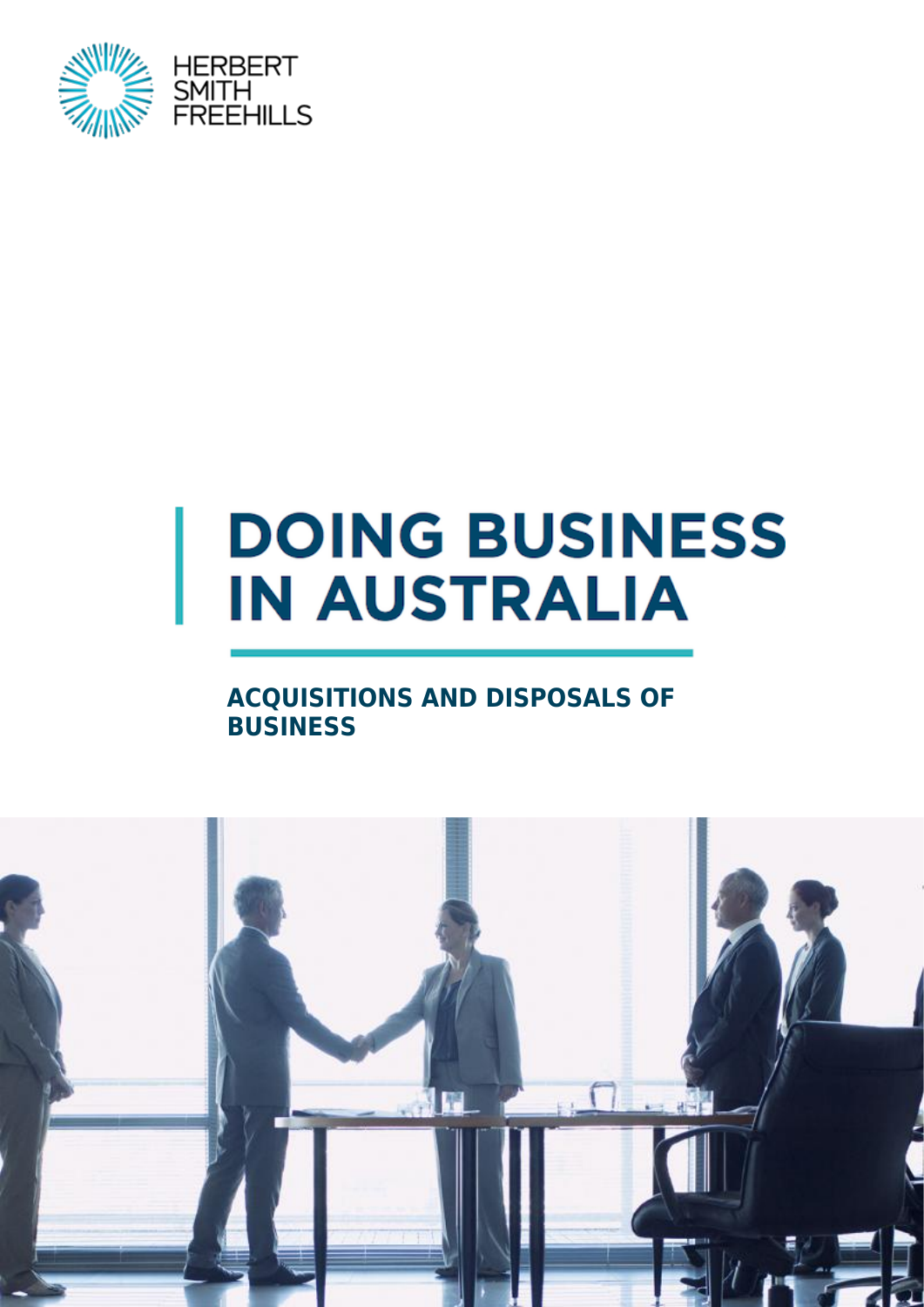HERBERT SMITH FREEHILLS

# DOING BUSINESS IN AUSTRALIA

## ACQUISITIONS AND DISPOSALS OF BUSINESS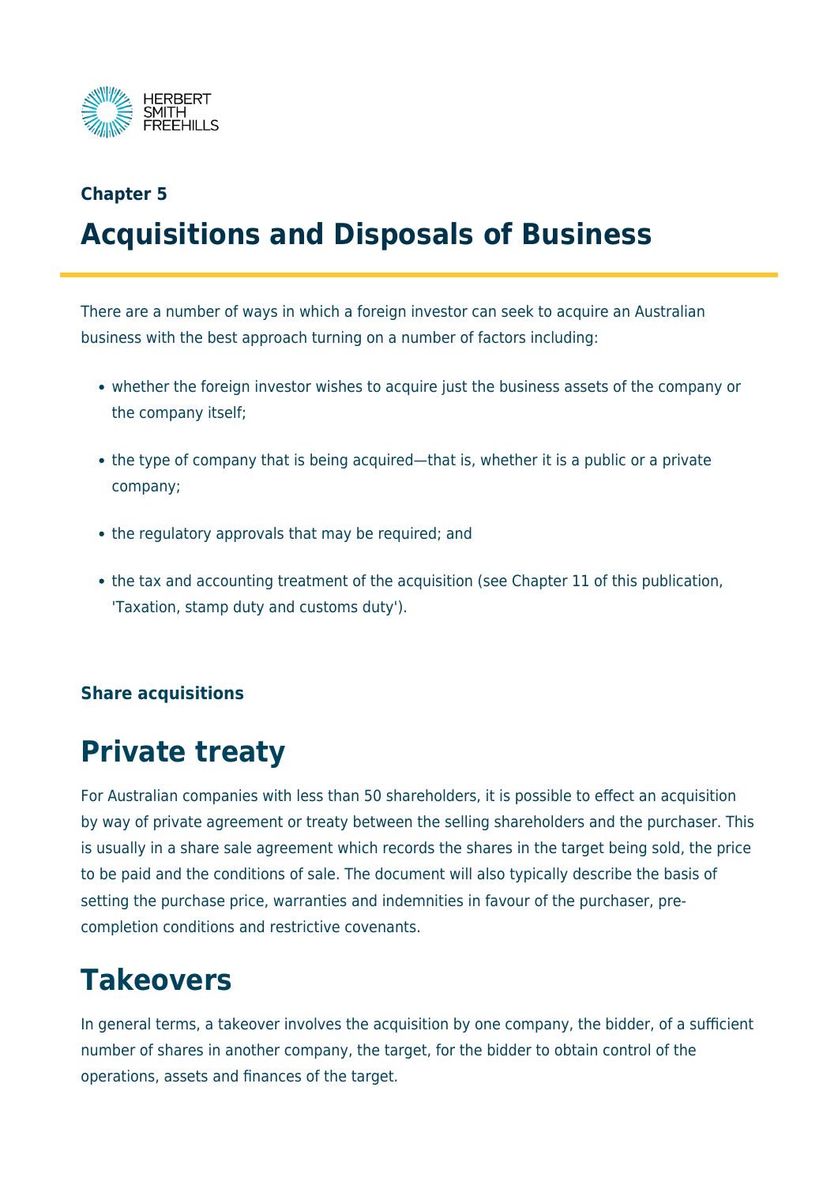**Chapter 5**

# Acquisitions and Disposals of Business

There are a number of ways in which a foreign investor can seek to acquire an Australian business with the best approach turning on a number of factors including:

- whether the foreign investor wishes to acquire just the business assets of the company or the company itself;
- the type of company that is being acquired—that is, whether it is a public or a private company;
- the regulatory approvals that may be required; and
- the tax and accounting treatment of the acquisition (see Chapter 11 of this publication, 'Taxation, stamp duty and customs duty').

**Share acquisitions**

## Private treaty

For Australian companies with less than 50 shareholders, it is possible to effect an acquisition by way of private agreement or treaty between the selling shareholders and the purchaser. This is usually in a share sale agreement which records the shares in the target being sold, the price to be paid and the conditions of sale. The document will also typically describe the basis of setting the purchase price, warranties and indemnities in favour of the purchaser, pre-completion conditions and restrictive covenants.

## Takeovers

In general terms, a takeover involves the acquisition by one company, the bidder, of a sufficient number of shares in another company, the target, for the bidder to obtain control of the operations, assets and finances of the target.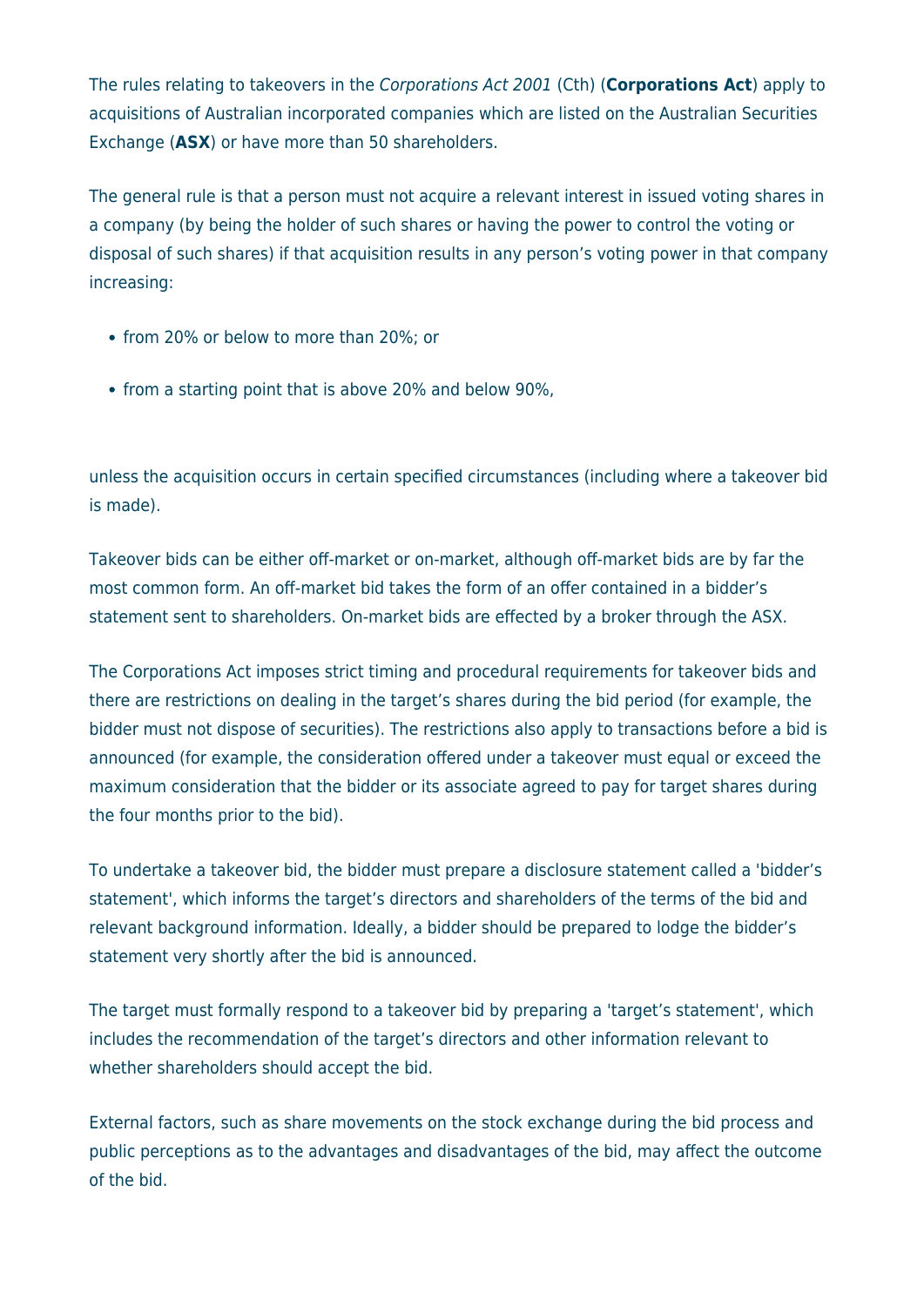The rules relating to takeovers in the *Corporations Act 2001* (Cth) (**Corporations Act**) apply to acquisitions of Australian incorporated companies which are listed on the Australian Securities Exchange (**ASX**) or have more than 50 shareholders.

The general rule is that a person must not acquire a relevant interest in issued voting shares in a company (by being the holder of such shares or having the power to control the voting or disposal of such shares) if that acquisition results in any person's voting power in that company increasing:

- from 20% or below to more than 20%; or
- from a starting point that is above 20% and below 90%,

unless the acquisition occurs in certain specified circumstances (including where a takeover bid is made).

Takeover bids can be either off-market or on-market, although off-market bids are by far the most common form. An off-market bid takes the form of an offer contained in a bidder's statement sent to shareholders. On-market bids are effected by a broker through the ASX.

The Corporations Act imposes strict timing and procedural requirements for takeover bids and there are restrictions on dealing in the target's shares during the bid period (for example, the bidder must not dispose of securities). The restrictions also apply to transactions before a bid is announced (for example, the consideration offered under a takeover must equal or exceed the maximum consideration that the bidder or its associate agreed to pay for target shares during the four months prior to the bid).

To undertake a takeover bid, the bidder must prepare a disclosure statement called a 'bidder's statement', which informs the target's directors and shareholders of the terms of the bid and relevant background information. Ideally, a bidder should be prepared to lodge the bidder's statement very shortly after the bid is announced.

The target must formally respond to a takeover bid by preparing a 'target's statement', which includes the recommendation of the target's directors and other information relevant to whether shareholders should accept the bid.

External factors, such as share movements on the stock exchange during the bid process and public perceptions as to the advantages and disadvantages of the bid, may affect the outcome of the bid.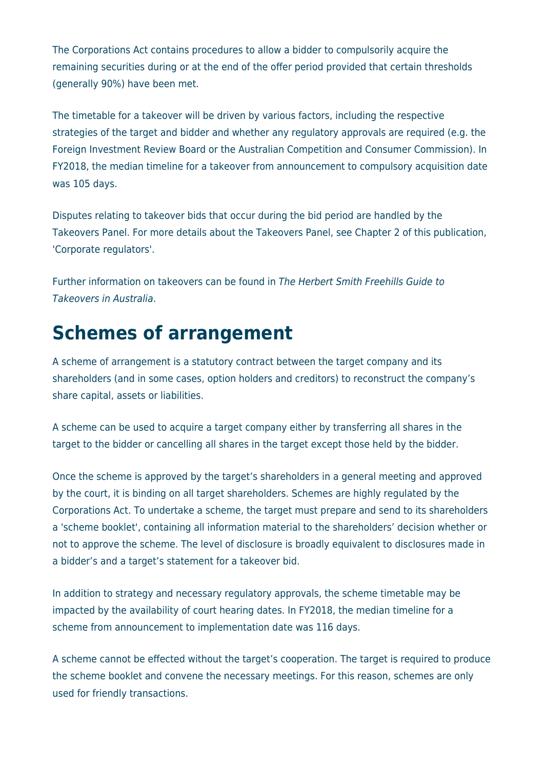The Corporations Act contains procedures to allow a bidder to compulsorily acquire the remaining securities during or at the end of the offer period provided that certain thresholds (generally 90%) have been met.

The timetable for a takeover will be driven by various factors, including the respective strategies of the target and bidder and whether any regulatory approvals are required (e.g. the Foreign Investment Review Board or the Australian Competition and Consumer Commission). In FY2018, the median timeline for a takeover from announcement to compulsory acquisition date was 105 days.

Disputes relating to takeover bids that occur during the bid period are handled by the Takeovers Panel. For more details about the Takeovers Panel, see Chapter 2 of this publication, 'Corporate regulators'.

Further information on takeovers can be found in *The Herbert Smith Freehills Guide to Takeovers in Australia*.

# Schemes of arrangement

A scheme of arrangement is a statutory contract between the target company and its shareholders (and in some cases, option holders and creditors) to reconstruct the company's share capital, assets or liabilities.

A scheme can be used to acquire a target company either by transferring all shares in the target to the bidder or cancelling all shares in the target except those held by the bidder.

Once the scheme is approved by the target's shareholders in a general meeting and approved by the court, it is binding on all target shareholders. Schemes are highly regulated by the Corporations Act. To undertake a scheme, the target must prepare and send to its shareholders a 'scheme booklet', containing all information material to the shareholders' decision whether or not to approve the scheme. The level of disclosure is broadly equivalent to disclosures made in a bidder's and a target's statement for a takeover bid.

In addition to strategy and necessary regulatory approvals, the scheme timetable may be impacted by the availability of court hearing dates. In FY2018, the median timeline for a scheme from announcement to implementation date was 116 days.

A scheme cannot be effected without the target's cooperation. The target is required to produce the scheme booklet and convene the necessary meetings. For this reason, schemes are only used for friendly transactions.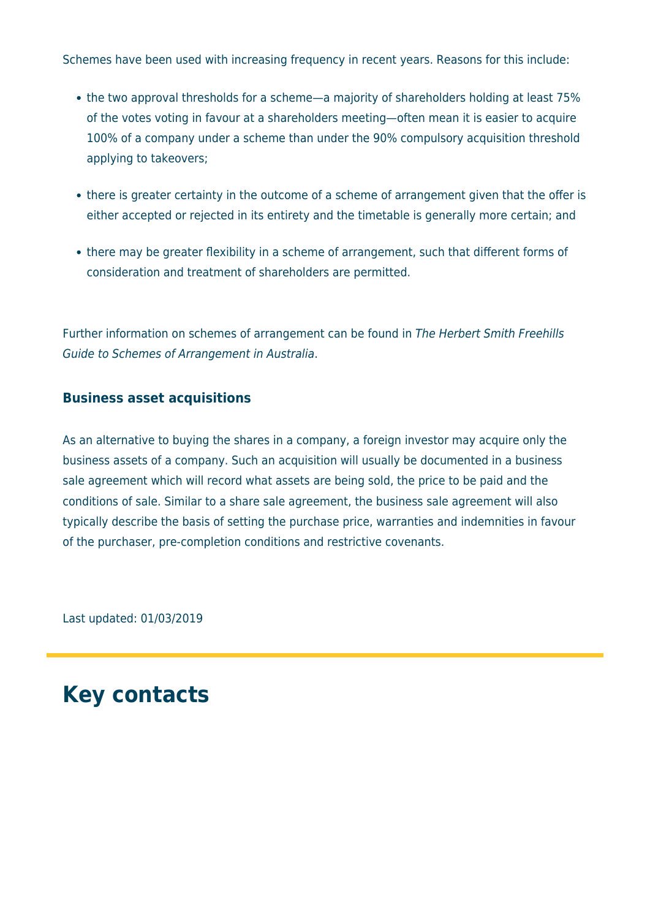Schemes have been used with increasing frequency in recent years. Reasons for this include:

- the two approval thresholds for a scheme—a majority of shareholders holding at least 75% of the votes voting in favour at a shareholders meeting—often mean it is easier to acquire 100% of a company under a scheme than under the 90% compulsory acquisition threshold applying to takeovers;
- there is greater certainty in the outcome of a scheme of arrangement given that the offer is either accepted or rejected in its entirety and the timetable is generally more certain; and
- there may be greater flexibility in a scheme of arrangement, such that different forms of consideration and treatment of shareholders are permitted.

Further information on schemes of arrangement can be found in *The Herbert Smith Freehills Guide to Schemes of Arrangement in Australia*.

### Business asset acquisitions

As an alternative to buying the shares in a company, a foreign investor may acquire only the business assets of a company. Such an acquisition will usually be documented in a business sale agreement which will record what assets are being sold, the price to be paid and the conditions of sale. Similar to a share sale agreement, the business sale agreement will also typically describe the basis of setting the purchase price, warranties and indemnities in favour of the purchaser, pre-completion conditions and restrictive covenants.

Last updated: 01/03/2019

# Key contacts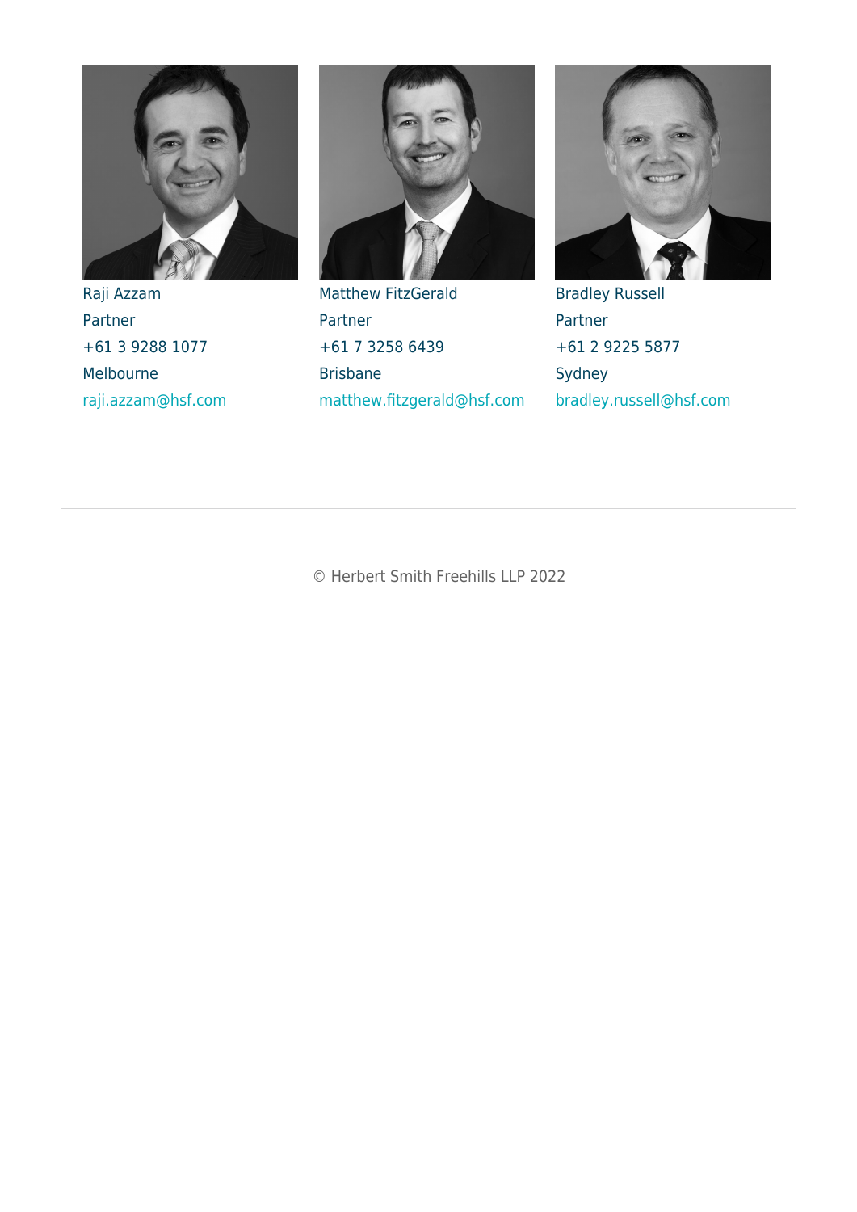Raji Azzam
Partner
+61 3 9288 1077
Melbourne
raji.azzam@hsf.com

Matthew FitzGerald
Partner
+61 7 3258 6439
Brisbane
matthew.fitzgerald@hsf.com

Bradley Russell
Partner
+61 2 9225 5877
Sydney
bradley.russell@hsf.com

© Herbert Smith Freehills LLP 2022